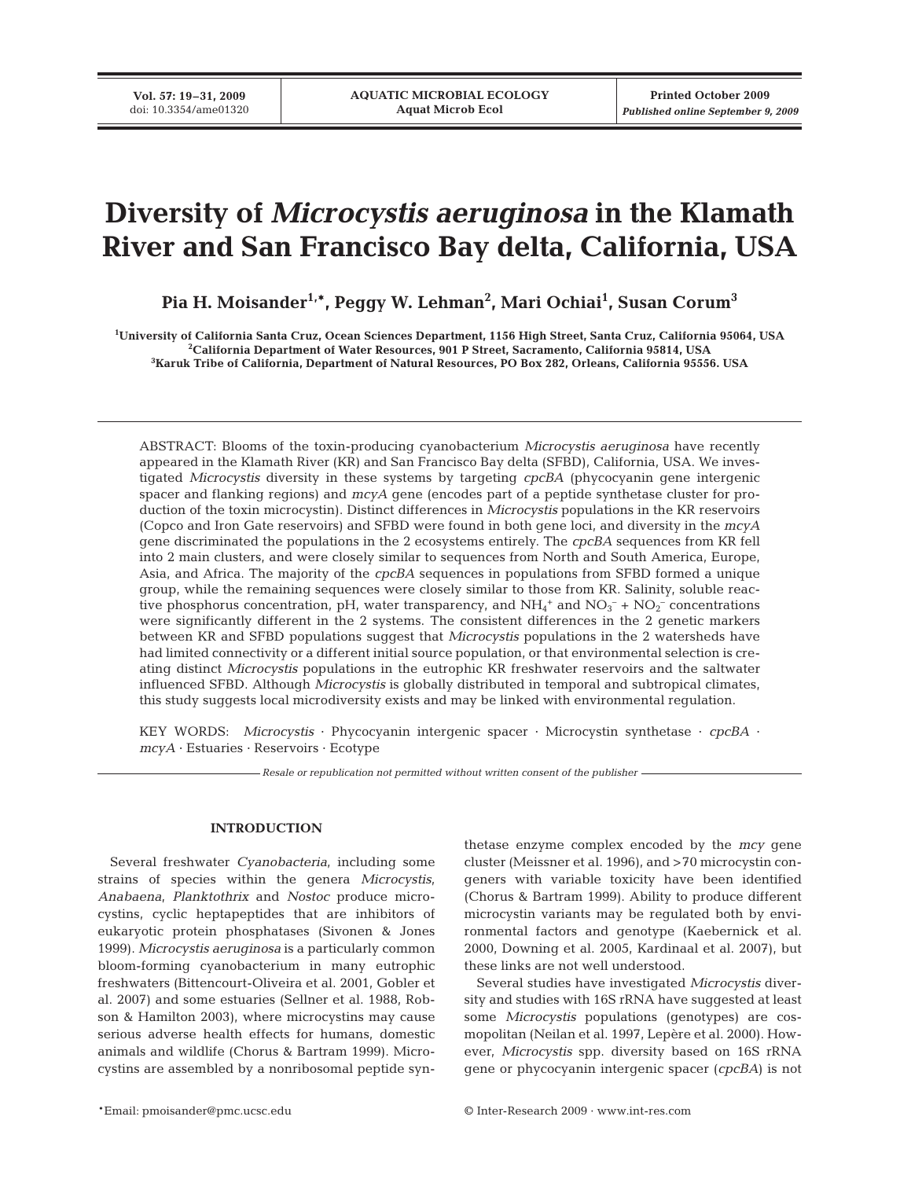# Diversity of *Microcystis aeruginosa* in the Klamath River and San Francisco Bay delta, California, USA

**Pia H. Moisander[1,*], Peggy W. Lehman[2], Mari Ochiai[1], Susan Corum[3]**

[1]University of California Santa Cruz, Ocean Sciences Department, 1156 High Street, Santa Cruz, California 95064, USA
[2]California Department of Water Resources, 901 P Street, Sacramento, California 95814, USA
[3]Karuk Tribe of California, Department of Natural Resources, PO Box 282, Orleans, California 95556. USA

ABSTRACT: Blooms of the toxin-producing cyanobacterium *Microcystis aeruginosa* have recently appeared in the Klamath River (KR) and San Francisco Bay delta (SFBD), California, USA. We investigated *Microcystis* diversity in these systems by targeting *cpcBA* (phycocyanin gene intergenic spacer and flanking regions) and *mcyA* gene (encodes part of a peptide synthetase cluster for production of the toxin microcystin). Distinct differences in *Microcystis* populations in the KR reservoirs (Copco and Iron Gate reservoirs) and SFBD were found in both gene loci, and diversity in the *mcyA* gene discriminated the populations in the 2 ecosystems entirely. The *cpcBA* sequences from KR fell into 2 main clusters, and were closely similar to sequences from North and South America, Europe, Asia, and Africa. The majority of the *cpcBA* sequences in populations from SFBD formed a unique group, while the remaining sequences were closely similar to those from KR. Salinity, soluble reactive phosphorus concentration, pH, water transparency, and $NH_4^+$ and $NO_3^- + NO_2^-$ concentrations were significantly different in the 2 systems. The consistent differences in the 2 genetic markers between KR and SFBD populations suggest that *Microcystis* populations in the 2 watersheds have had limited connectivity or a different initial source population, or that environmental selection is creating distinct *Microcystis* populations in the eutrophic KR freshwater reservoirs and the saltwater influenced SFBD. Although *Microcystis* is globally distributed in temporal and subtropical climates, this study suggests local microdiversity exists and may be linked with environmental regulation.

KEY WORDS: *Microcystis* · Phycocyanin intergenic spacer · Microcystin synthetase · *cpcBA* · *mcyA* · Estuaries · Reservoirs · Ecotype

*Resale or republication not permitted without written consent of the publisher*

## INTRODUCTION

Several freshwater *Cyanobacteria*, including some strains of species within the genera *Microcystis*, *Anabaena*, *Planktothrix* and *Nostoc* produce microcystins, cyclic heptapeptides that are inhibitors of eukaryotic protein phosphatases (Sivonen & Jones 1999). *Microcystis aeruginosa* is a particularly common bloom-forming cyanobacterium in many eutrophic freshwaters (Bittencourt-Oliveira et al. 2001, Gobler et al. 2007) and some estuaries (Sellner et al. 1988, Robson & Hamilton 2003), where microcystins may cause serious adverse health effects for humans, domestic animals and wildlife (Chorus & Bartram 1999). Microcystins are assembled by a nonribosomal peptide synthetase enzyme complex encoded by the *mcy* gene cluster (Meissner et al. 1996), and >70 microcystin congeners with variable toxicity have been identified (Chorus & Bartram 1999). Ability to produce different microcystin variants may be regulated both by environmental factors and genotype (Kaebernick et al. 2000, Downing et al. 2005, Kardinaal et al. 2007), but these links are not well understood.

Several studies have investigated *Microcystis* diversity and studies with 16S rRNA have suggested at least some *Microcystis* populations (genotypes) are cosmopolitan (Neilan et al. 1997, Lepère et al. 2000). However, *Microcystis* spp. diversity based on 16S rRNA gene or phycocyanin intergenic spacer (*cpcBA*) is not

*Email: pmoisander@pmc.ucsc.edu

© Inter-Research 2009 · www.int-res.com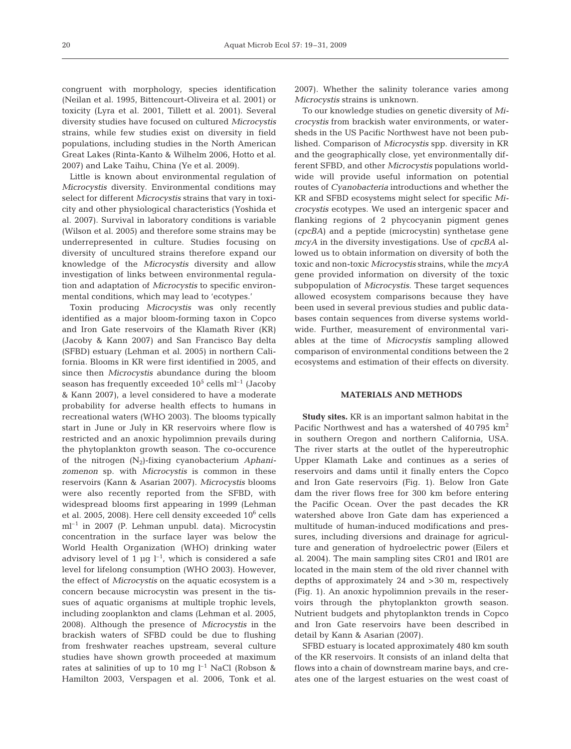congruent with morphology, species identification (Neilan et al. 1995, Bittencourt-Oliveira et al. 2001) or toxicity (Lyra et al. 2001, Tillett et al. 2001). Several diversity studies have focused on cultured *Microcystis* strains, while few studies exist on diversity in field populations, including studies in the North American Great Lakes (Rinta-Kanto & Wilhelm 2006, Hotto et al. 2007) and Lake Taihu, China (Ye et al. 2009).

Little is known about environmental regulation of *Microcystis* diversity. Environmental conditions may select for different *Microcystis* strains that vary in toxicity and other physiological characteristics (Yoshida et al. 2007). Survival in laboratory conditions is variable (Wilson et al. 2005) and therefore some strains may be underrepresented in culture. Studies focusing on diversity of uncultured strains therefore expand our knowledge of the *Microcystis* diversity and allow investigation of links between environmental regulation and adaptation of *Microcystis* to specific environmental conditions, which may lead to 'ecotypes.'

Toxin producing *Microcystis* was only recently identified as a major bloom-forming taxon in Copco and Iron Gate reservoirs of the Klamath River (KR) (Jacoby & Kann 2007) and San Francisco Bay delta (SFBD) estuary (Lehman et al. 2005) in northern California. Blooms in KR were first identified in 2005, and since then *Microcystis* abundance during the bloom season has frequently exceeded $10^5$ cells ml$^{-1}$ (Jacoby & Kann 2007), a level considered to have a moderate probability for adverse health effects to humans in recreational waters (WHO 2003). The blooms typically start in June or July in KR reservoirs where flow is restricted and an anoxic hypolimnion prevails during the phytoplankton growth season. The co-occurence of the nitrogen ($N_2$)-fixing cyanobacterium *Aphanizomenon* sp. with *Microcystis* is common in these reservoirs (Kann & Asarian 2007). *Microcystis* blooms were also recently reported from the SFBD, with widespread blooms first appearing in 1999 (Lehman et al. 2005, 2008). Here cell density exceeded $10^6$ cells ml$^{-1}$ in 2007 (P. Lehman unpubl. data). Microcystin concentration in the surface layer was below the World Health Organization (WHO) drinking water advisory level of 1 µg l$^{-1}$, which is considered a safe level for lifelong consumption (WHO 2003). However, the effect of *Microcystis* on the aquatic ecosystem is a concern because microcystin was present in the tissues of aquatic organisms at multiple trophic levels, including zooplankton and clams (Lehman et al. 2005, 2008). Although the presence of *Microcystis* in the brackish waters of SFBD could be due to flushing from freshwater reaches upstream, several culture studies have shown growth proceeded at maximum rates at salinities of up to 10 mg l$^{-1}$ NaCl (Robson & Hamilton 2003, Verspagen et al. 2006, Tonk et al. 2007). Whether the salinity tolerance varies among *Microcystis* strains is unknown.

To our knowledge studies on genetic diversity of *Microcystis* from brackish water environments, or watersheds in the US Pacific Northwest have not been published. Comparison of *Microcystis* spp. diversity in KR and the geographically close, yet environmentally different SFBD, and other *Microcystis* populations worldwide will provide useful information on potential routes of *Cyanobacteria* introductions and whether the KR and SFBD ecosystems might select for specific *Microcystis* ecotypes. We used an intergenic spacer and flanking regions of 2 phycocyanin pigment genes (*cpcBA*) and a peptide (microcystin) synthetase gene *mcyA* in the diversity investigations. Use of *cpcBA* allowed us to obtain information on diversity of both the toxic and non-toxic *Microcystis* strains, while the *mcyA* gene provided information on diversity of the toxic subpopulation of *Microcystis*. These target sequences allowed ecosystem comparisons because they have been used in several previous studies and public databases contain sequences from diverse systems worldwide. Further, measurement of environmental variables at the time of *Microcystis* sampling allowed comparison of environmental conditions between the 2 ecosystems and estimation of their effects on diversity.

## MATERIALS AND METHODS

**Study sites.** KR is an important salmon habitat in the Pacific Northwest and has a watershed of 40 795 km$^2$ in southern Oregon and northern California, USA. The river starts at the outlet of the hypereutrophic Upper Klamath Lake and continues as a series of reservoirs and dams until it finally enters the Copco and Iron Gate reservoirs (Fig. 1). Below Iron Gate dam the river flows free for 300 km before entering the Pacific Ocean. Over the past decades the KR watershed above Iron Gate dam has experienced a multitude of human-induced modifications and pressures, including diversions and drainage for agriculture and generation of hydroelectric power (Eilers et al. 2004). The main sampling sites CR01 and IR01 are located in the main stem of the old river channel with depths of approximately 24 and >30 m, respectively (Fig. 1). An anoxic hypolimnion prevails in the reservoirs through the phytoplankton growth season. Nutrient budgets and phytoplankton trends in Copco and Iron Gate reservoirs have been described in detail by Kann & Asarian (2007).

SFBD estuary is located approximately 480 km south of the KR reservoirs. It consists of an inland delta that flows into a chain of downstream marine bays, and creates one of the largest estuaries on the west coast of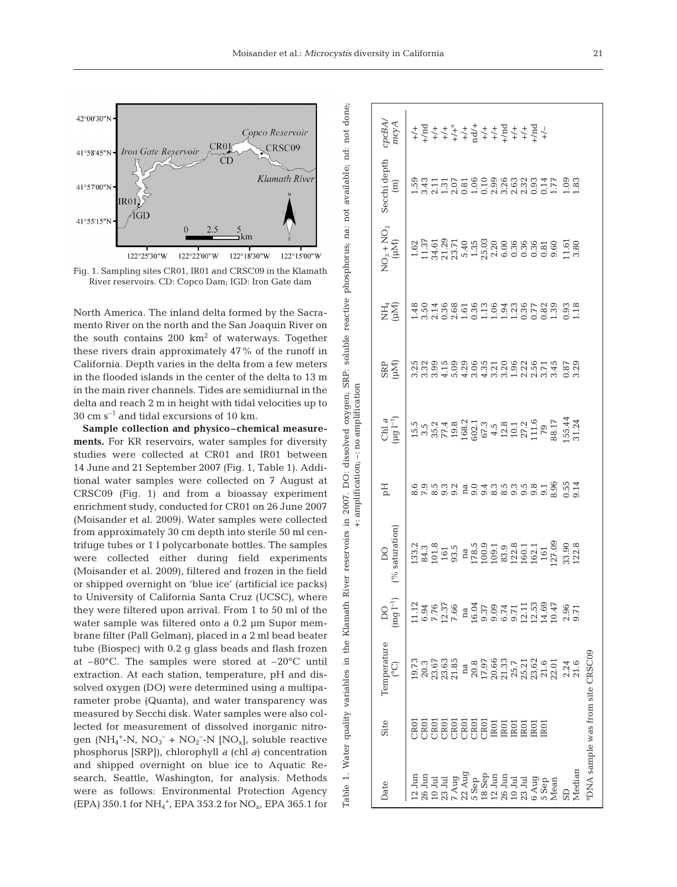Fig. 1. Sampling sites CR01, IR01 and CRSC09 in the Klamath River reservoirs. CD: Copco Dam; IGD: Iron Gate dam

North America. The inland delta formed by the Sacramento River on the north and the San Joaquin River on the south contains 200 $km^2$ of waterways. Together these rivers drain approximately 47% of the runoff in California. Depth varies in the delta from a few meters in the flooded islands in the center of the delta to 13 m in the main river channels. Tides are semidiurnal in the delta and reach 2 m in height with tidal velocities up to 30 cm $s^{-1}$ and tidal excursions of 10 km.

**Sample collection and physico–chemical measurements.** For KR reservoirs, water samples for diversity studies were collected at CR01 and IR01 between 14 June and 21 September 2007 (Fig. 1, Table 1). Additional water samples were collected on 7 August at CRSC09 (Fig. 1) and from a bioassay experiment enrichment study, conducted for CR01 on 26 June 2007 (Moisander et al. 2009). Water samples were collected from approximately 30 cm depth into sterile 50 ml centrifuge tubes or 1 l polycarbonate bottles. The samples were collected either during field experiments (Moisander et al. 2009), filtered and frozen in the field or shipped overnight on 'blue ice' (artificial ice packs) to University of California Santa Cruz (UCSC), where they were filtered upon arrival. From 1 to 50 ml of the water sample was filtered onto a 0.2 µm Supor membrane filter (Pall Gelman), placed in a 2 ml bead beater tube (Biospec) with 0.2 g glass beads and flash frozen at –80°C. The samples were stored at –20°C until extraction. At each station, temperature, pH and dissolved oxygen (DO) were determined using a multiparameter probe (Quanta), and water transparency was measured by Secchi disk. Water samples were also collected for measurement of dissolved inorganic nitrogen ($NH_4^+$-N, $NO_3^-$ + $NO_2^-$-N [$NO_x$], soluble reactive phosphorus [SRP]), chlorophyll *a* (chl *a*) concentration and shipped overnight on blue ice to Aquatic Research, Seattle, Washington, for analysis. Methods were as follows: Environmental Protection Agency (EPA) 350.1 for $NH_4^+$, EPA 353.2 for $NO_x$, EPA 365.1 for

Table 1. Water quality variables in the Klamath River reservoirs in 2007. DO: dissolved oxygen; SRP: soluble reactive phosphorus; na: not available; nd: not done; +: amplification; –: no amplification

| Date | Site | Temperature (°C) | DO (mg $l^{-1}$) | DO (% saturation) | pH | Chl *a* (µg $l^{-1}$) | SRP (µM) | $NH_4$ (µM) | $NO_3 + NO_2$ (µM) | Secchi depth (m) | *cpcBA*/*mcyA* |
|---|---|---|---|---|---|---|---|---|---|---|---|
| 12 Jun | CR01 | 19.73 | 11.12 | 133.2 | 8.6 | 15.5 | 3.25 | 1.48 | 1.62 | 1.59 | +/+ |
| 26 Jun | CR01 | 20.3 | 6.94 | 84.3 | 7.9 | 3.5 | 3.32 | 3.50 | 11.37 | 3.43 | +/nd |
| 10 Jul | CR01 | 23.67 | 7.76 | 101.8 | 8.5 | 35.2 | 3.99 | 2.14 | 34.61 | 2.11 | +/+ |
| 23 Jul | CR01 | 23.63 | 12.37 | 161 | 9.3 | 77.4 | 4.15 | 0.36 | 21.29 | 1.31 | +/+ |
| 7 Aug | CR01 | 21.85 | 7.66 | 93.5 | 9.2 | 19.8 | 5.09 | 2.68 | 23.71 | 2.07 | +/+[a] |
| 22 Aug | CR01 | na | na | na | na | 168.2 | 4.29 | 1.61 | 5.40 | 0.81 | +/+ |
| 5 Sep | CR01 | 20.8 | 16.04 | 178.5 | 9.0 | 602.1 | 3.06 | 0.36 | 1.35 | 1.06 | nd/+ |
| 18 Sep | CR01 | 17.97 | 9.37 | 100.9 | 9.4 | 67.3 | 4.35 | 1.13 | 25.03 | 0.10 | +/+ |
| 12 Jun | IR01 | 20.66 | 9.09 | 109.1 | 8.3 | 4.5 | 3.21 | 1.06 | 2.20 | 2.99 | +/+ |
| 26 Jun | IR01 | 21.33 | 6.74 | 83.9 | 8.5 | 12.8 | 3.20 | 1.94 | 6.00 | 3.26 | +/nd |
| 10 Jul | IR01 | 25.7 | 9.71 | 122.8 | 9.3 | 10.1 | 1.96 | 1.23 | 0.36 | 2.63 | +/+ |
| 23 Jul | IR01 | 25.21 | 12.11 | 160.1 | 9.5 | 27.2 | 2.22 | 0.36 | 0.36 | 2.32 | +/+ |
| 6 Aug | IR01 | 23.62 | 12.53 | 162.1 | 9.8 | 111.6 | 2.56 | 0.77 | 0.36 | 0.93 | +/nd |
| 5 Sep | IR01 | 21.6 | 14.69 | 161 | 9.1 | 79 | 3.71 | 0.82 | 0.81 | 0.14 | +/– |
| Mean | | 22.01 | 10.47 | 127.09 | 8.96 | 88.17 | 3.45 | 1.39 | 9.60 | 1.77 | |
| SD | | 2.24 | 2.96 | 33.90 | 0.55 | 155.44 | 0.87 | 0.93 | 11.61 | 1.09 | |
| Median | | 21.6 | 9.71 | 122.8 | 9.14 | 31.24 | 3.29 | 1.18 | 3.80 | 1.83 | |

[a]DNA sample was from site CRSC09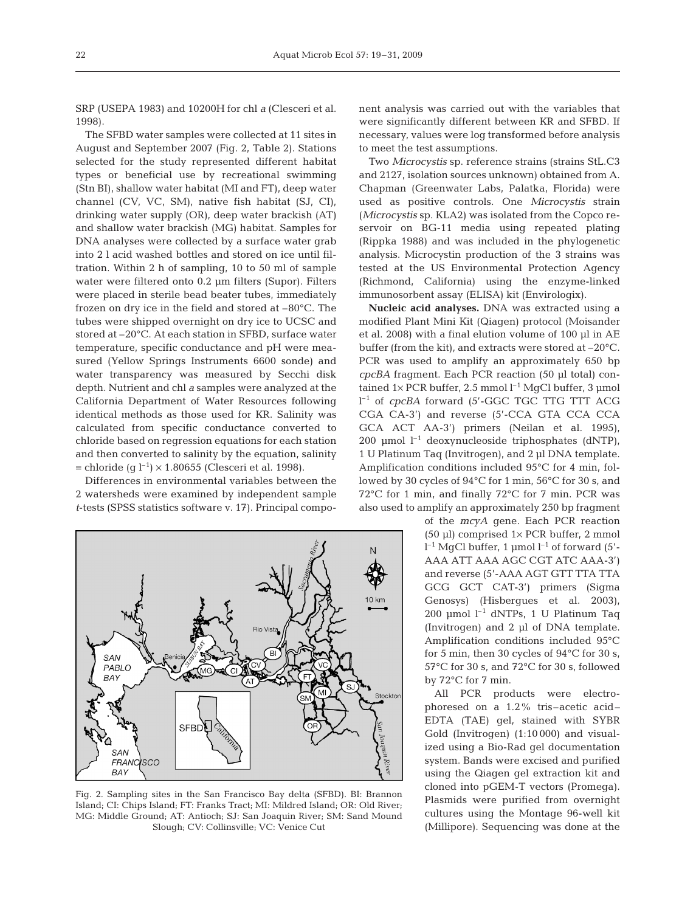SRP (USEPA 1983) and 10200H for chl *a* (Clesceri et al. 1998).

The SFBD water samples were collected at 11 sites in August and September 2007 (Fig. 2, Table 2). Stations selected for the study represented different habitat types or beneficial use by recreational swimming (Stn BI), shallow water habitat (MI and FT), deep water channel (CV, VC, SM), native fish habitat (SJ, CI), drinking water supply (OR), deep water brackish (AT) and shallow water brackish (MG) habitat. Samples for DNA analyses were collected by a surface water grab into 2 l acid washed bottles and stored on ice until filtration. Within 2 h of sampling, 10 to 50 ml of sample water were filtered onto 0.2 µm filters (Supor). Filters were placed in sterile bead beater tubes, immediately frozen on dry ice in the field and stored at –80°C. The tubes were shipped overnight on dry ice to UCSC and stored at –20°C. At each station in SFBD, surface water temperature, specific conductance and pH were measured (Yellow Springs Instruments 6600 sonde) and water transparency was measured by Secchi disk depth. Nutrient and chl *a* samples were analyzed at the California Department of Water Resources following identical methods as those used for KR. Salinity was calculated from specific conductance converted to chloride based on regression equations for each station and then converted to salinity by the equation, salinity = chloride (g $l^{-1}$) × 1.80655 (Clesceri et al. 1998).

Differences in environmental variables between the 2 watersheds were examined by independent sample *t*-tests (SPSS statistics software v. 17). Principal component analysis was carried out with the variables that were significantly different between KR and SFBD. If necessary, values were log transformed before analysis to meet the test assumptions.

Two *Microcystis* sp. reference strains (strains StL.C3 and 2127, isolation sources unknown) obtained from A. Chapman (Greenwater Labs, Palatka, Florida) were used as positive controls. One *Microcystis* strain (*Microcystis* sp. KLA2) was isolated from the Copco reservoir on BG-11 media using repeated plating (Rippka 1988) and was included in the phylogenetic analysis. Microcystin production of the 3 strains was tested at the US Environmental Protection Agency (Richmond, California) using the enzyme-linked immunosorbent assay (ELISA) kit (Envirologix).

**Nucleic acid analyses.** DNA was extracted using a modified Plant Mini Kit (Qiagen) protocol (Moisander et al. 2008) with a final elution volume of 100 µl in AE buffer (from the kit), and extracts were stored at –20°C. PCR was used to amplify an approximately 650 bp *cpcBA* fragment. Each PCR reaction (50 µl total) contained 1× PCR buffer, 2.5 mmol $l^{-1}$ MgCl buffer, 3 µmol $l^{-1}$ of *cpcBA* forward (5'-GGC TGC TTG TTT ACG CGA CA-3') and reverse (5'-CCA GTA CCA CCA GCA ACT AA-3') primers (Neilan et al. 1995), 200 µmol $l^{-1}$ deoxynucleoside triphosphates (dNTP), 1 U Platinum Taq (Invitrogen), and 2 µl DNA template. Amplification conditions included 95°C for 4 min, followed by 30 cycles of 94°C for 1 min, 56°C for 30 s, and 72°C for 1 min, and finally 72°C for 7 min. PCR was also used to amplify an approximately 250 bp fragment of the *mcyA* gene. Each PCR reaction (50 µl) comprised 1× PCR buffer, 2 mmol $l^{-1}$ MgCl buffer, 1 µmol $l^{-1}$ of forward (5'-AAA ATT AAA AGC CGT ATC AAA-3') and reverse (5'-AAA AGT GTT TTA TTA GCG GCT CAT-3') primers (Sigma Genosys) (Hisbergues et al. 2003), 200 µmol $l^{-1}$ dNTPs, 1 U Platinum Taq (Invitrogen) and 2 µl of DNA template. Amplification conditions included 95°C for 5 min, then 30 cycles of 94°C for 30 s, 57°C for 30 s, and 72°C for 30 s, followed by 72°C for 7 min.

All PCR products were electrophoresed on a 1.2% tris–acetic acid–EDTA (TAE) gel, stained with SYBR Gold (Invitrogen) (1:10 000) and visualized using a Bio-Rad gel documentation system. Bands were excised and purified using the Qiagen gel extraction kit and cloned into pGEM-T vectors (Promega). Plasmids were purified from overnight cultures using the Montage 96-well kit (Millipore). Sequencing was done at the

Fig. 2. Sampling sites in the San Francisco Bay delta (SFBD). BI: Brannon Island; CI: Chips Island; FT: Franks Tract; MI: Mildred Island; OR: Old River; MG: Middle Ground; AT: Antioch; SJ: San Joaquin River; SM: Sand Mound Slough; CV: Collinsville; VC: Venice Cut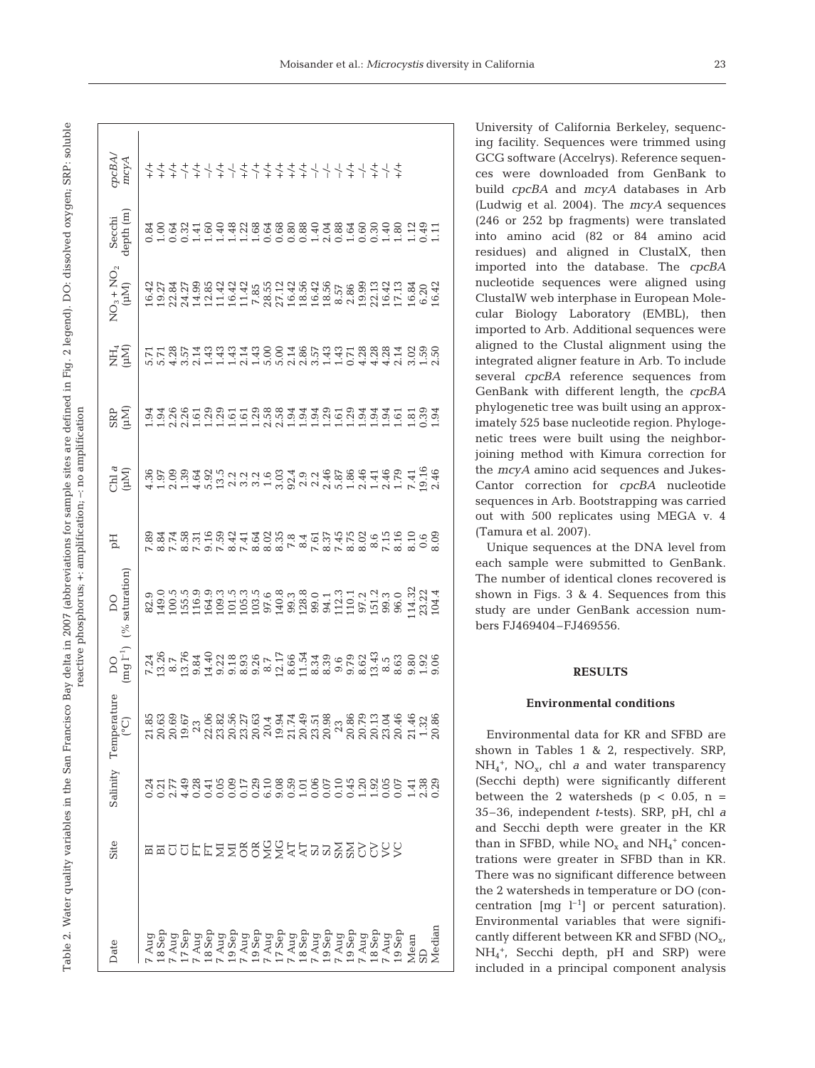Table 2. Water quality variables in the San Francisco Bay delta in 2007 (abbreviations for sample sites are defined in Fig. 2 legend). DO: dissolved oxygen; SRP: soluble reactive phosphorus; +: amplification; –: no amplification

| Date | Site | Salinity | Temperature (°C) | DO (mg $l^{-1}$) | DO (% saturation) | pH | Chl *a* (µM) | SRP (µM) | $NH_4$ (µM) | $NO_3 + NO_2$ (µM) | Secchi depth (m) | *cpcBA*/ *mcyA* |
|---|---|---|---|---|---|---|---|---|---|---|---|---|
| 7 Aug | BI | 0.24 | 21.85 | 7.24 | 82.9 | 7.89 | 4.36 | 1.94 | 5.71 | 16.42 | 0.84 | +/+ |
| 18 Sep | BI | 0.21 | 20.63 | 13.26 | 149.0 | 8.84 | 1.97 | 1.94 | 5.71 | 19.27 | 1.00 | +/+ |
| 7 Aug | CI | 2.77 | 20.69 | 8.7 | 100.5 | 7.74 | 2.09 | 2.26 | 4.28 | 22.84 | 0.64 | +/+ |
| 17 Sep | CI | 4.49 | 19.67 | 13.76 | 155.5 | 8.58 | 1.39 | 2.26 | 3.57 | 24.27 | 0.32 | –/+ |
| 7 Aug | FT | 0.28 | 23 | 9.84 | 116.9 | 7.31 | 4.64 | 1.61 | 2.14 | 14.99 | 1.41 | +/+ |
| 18 Sep | FT | 0.41 | 22.06 | 14.40 | 164.9 | 9.16 | 5.92 | 1.29 | 1.43 | 12.85 | 1.60 | –/– |
| 7 Aug | MI | 0.05 | 23.82 | 9.22 | 109.3 | 7.59 | 13.5 | 1.29 | 1.43 | 11.42 | 1.40 | +/+ |
| 19 Sep | MI | 0.09 | 20.56 | 9.18 | 101.5 | 8.42 | 2.2 | 1.61 | 1.43 | 16.42 | 1.48 | –/– |
| 7 Aug | OR | 0.17 | 23.27 | 8.93 | 105.3 | 7.41 | 3.2 | 1.61 | 2.14 | 11.42 | 1.22 | +/+ |
| 19 Sep | OR | 0.29 | 20.63 | 9.26 | 103.5 | 8.64 | 3.2 | 1.29 | 1.43 | 7.85 | 1.68 | –/+ |
| 7 Aug | MG | 6.10 | 20.4 | 8.7 | 97.6 | 8.02 | 1.6 | 2.58 | 5.00 | 28.55 | 0.64 | +/+ |
| 17 Sep | MG | 9.08 | 19.94 | 12.17 | 140.8 | 8.35 | 3.03 | 2.58 | 5.00 | 27.12 | 0.68 | +/+ |
| 7 Aug | AT | 0.59 | 21.74 | 8.66 | 99.3 | 7.8 | 92.4 | 1.94 | 2.14 | 16.42 | 0.80 | +/+ |
| 18 Sep | AT | 1.01 | 20.49 | 11.54 | 128.8 | 8.4 | 2.9 | 1.94 | 2.86 | 18.56 | 0.88 | +/+ |
| 7 Aug | SJ | 0.06 | 23.51 | 8.34 | 99.0 | 7.61 | 2.2 | 1.94 | 3.57 | 16.42 | 1.40 | –/– |
| 19 Sep | SJ | 0.07 | 20.98 | 8.39 | 94.1 | 8.37 | 2.46 | 1.29 | 1.43 | 18.56 | 2.04 | –/– |
| 7 Aug | SM | 0.10 | 23 | 9.6 | 112.3 | 7.45 | 5.87 | 1.61 | 1.43 | 8.57 | 0.88 | –/– |
| 19 Sep | SM | 0.45 | 20.86 | 9.79 | 110.1 | 8.75 | 1.86 | 1.29 | 0.71 | 2.86 | 1.64 | +/+ |
| 7 Aug | CV | 1.20 | 20.79 | 8.62 | 97.2 | 8.02 | 2.46 | 1.94 | 4.28 | 19.99 | 0.60 | –/– |
| 18 Sep | CV | 1.92 | 20.13 | 13.43 | 151.2 | 8.6 | 1.41 | 1.94 | 4.28 | 22.13 | 0.30 | +/+ |
| 7 Aug | VC | 0.05 | 23.04 | 8.5 | 99.3 | 7.15 | 2.46 | 1.94 | 4.28 | 16.42 | 1.40 | –/– |
| 19 Sep | VC | 0.07 | 20.46 | 8.63 | 96.0 | 8.16 | 1.79 | 1.61 | 2.14 | 17.13 | 1.80 | +/+ |
| Mean | | 1.41 | 21.46 | 9.80 | 114.32 | 8.10 | 7.41 | 1.81 | 3.02 | 16.84 | 1.12 | |
| SD | | 2.38 | 1.32 | 1.92 | 23.22 | 0.6 | 19.16 | 0.39 | 1.59 | 6.20 | 0.49 | |
| Median | | 0.29 | 20.86 | 9.06 | 104.4 | 8.09 | 2.46 | 1.94 | 2.50 | 16.42 | 1.11 | |

University of California Berkeley, sequencing facility. Sequences were trimmed using GCG software (Accelrys). Reference sequences were downloaded from GenBank to build *cpcBA* and *mcyA* databases in Arb (Ludwig et al. 2004). The *mcyA* sequences (246 or 252 bp fragments) were translated into amino acid (82 or 84 amino acid residues) and aligned in ClustalX, then imported into the database. The *cpcBA* nucleotide sequences were aligned using ClustalW web interphase in European Molecular Biology Laboratory (EMBL), then imported to Arb. Additional sequences were aligned to the Clustal alignment using the integrated aligner feature in Arb. To include several *cpcBA* reference sequences from GenBank with different length, the *cpcBA* phylogenetic tree was built using an approximately 525 base nucleotide region. Phylogenetic trees were built using the neighbor-joining method with Kimura correction for the *mcyA* amino acid sequences and Jukes-Cantor correction for *cpcBA* nucleotide sequences in Arb. Bootstrapping was carried out with 500 replicates using MEGA v. 4 (Tamura et al. 2007).

Unique sequences at the DNA level from each sample were submitted to GenBank. The number of identical clones recovered is shown in Figs. 3 & 4. Sequences from this study are under GenBank accession numbers FJ469404–FJ469556.

## RESULTS

### Environmental conditions

Environmental data for KR and SFBD are shown in Tables 1 & 2, respectively. SRP, $NH_4^+$, $NO_x$, chl *a* and water transparency (Secchi depth) were significantly different between the 2 watersheds ($p < 0.05$, $n$ = 35–36, independent *t*-tests). SRP, pH, chl *a* and Secchi depth were greater in the KR than in SFBD, while $NO_x$ and $NH_4^+$ concentrations were greater in SFBD than in KR. There was no significant difference between the 2 watersheds in temperature or DO (concentration [mg $l^{-1}$] or percent saturation). Environmental variables that were significantly different between KR and SFBD ($NO_x$, $NH_4^+$, Secchi depth, pH and SRP) were included in a principal component analysis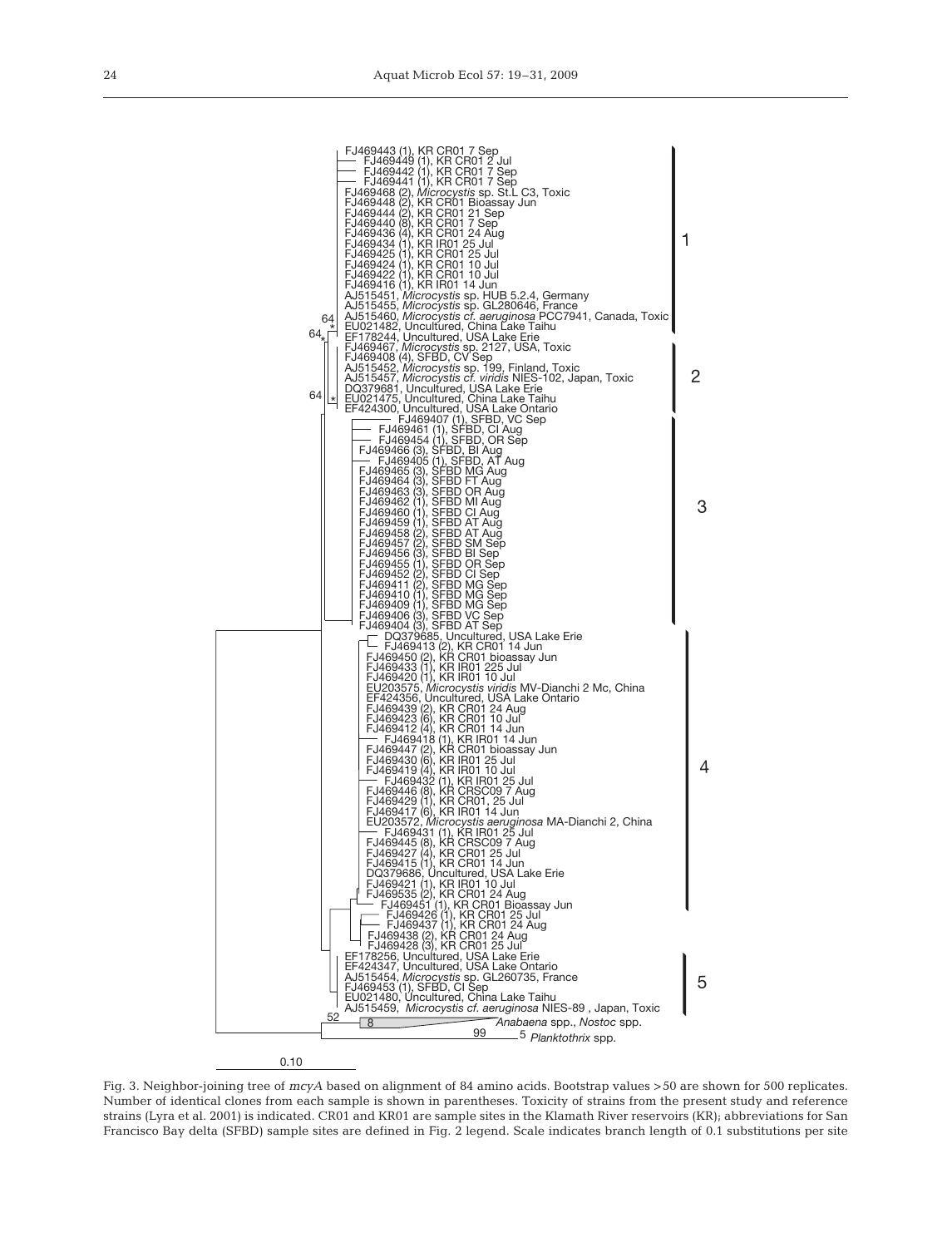FJ469443 (1), KR CR01 7 Sep
FJ469449 (1), KR CR01 2 Jul
FJ469442 (1), KR CR01 7 Sep
FJ469441 (1), KR CR01 7 Sep
FJ469468 (2), *Microcystis* sp. St.L C3, Toxic
FJ469448 (2), KR CR01 Bioassay Jun
FJ469444 (2), KR CR01 21 Sep
FJ469440 (8), KR CR01 7 Sep
FJ469436 (4), KR CR01 24 Aug
FJ469434 (1), KR IR01 25 Jul
FJ469425 (1), KR CR01 25 Jul
FJ469424 (1), KR CR01 10 Jul
FJ469422 (1), KR CR01 10 Jul
FJ469416 (1), KR IR01 14 Jun
AJ515451, *Microcystis* sp. HUB 5.2.4, Germany
AJ515455, *Microcystis* sp. GL280646, France
AJ515460, *Microcystis cf. aeruginosa* PCC7941, Canada, Toxic
EU021482, Uncultured, China Lake Taihu
EF178244, Uncultured, USA Lake Erie
FJ469467, *Microcystis* sp. 2127, USA, Toxic
FJ469408 (4), SFBD, CV Sep
AJ515452, *Microcystis* sp. 199, Finland, Toxic
AJ515457, *Microcystis cf. viridis* NIES-102, Japan, Toxic
DQ379681, Uncultured, USA Lake Erie
EU021475, Uncultured, China Lake Taihu
EF424300, Uncultured, USA Lake Ontario
FJ469407 (1), SFBD, VC Sep
FJ469461 (1), SFBD, CI Aug
FJ469454 (1), SFBD, OR Sep
FJ469466 (3), SFBD, BI Aug
FJ469405 (1), SFBD, AT Aug
FJ469465 (3), SFBD MG Aug
FJ469464 (3), SFBD FT Aug
FJ469463 (3), SFBD OR Aug
FJ469462 (1), SFBD MI Aug
FJ469460 (1), SFBD CI Aug
FJ469459 (1), SFBD AT Aug
FJ469458 (2), SFBD AT Aug
FJ469457 (2), SFBD SM Sep
FJ469456 (3), SFBD BI Sep
FJ469455 (1), SFBD OR Sep
FJ469452 (2), SFBD CI Sep
FJ469411 (2), SFBD MG Sep
FJ469410 (1), SFBD MG Sep
FJ469409 (1), SFBD MG Sep
FJ469406 (3), SFBD VC Sep
FJ469404 (3), SFBD AT Sep
DQ379685, Uncultured, USA Lake Erie
FJ469413 (2), KR CR01 14 Jun
FJ469450 (2), KR CR01 bioassay Jun
FJ469433 (1), KR IR01 225 Jul
FJ469420 (1), KR IR01 10 Jul
EU203575, *Microcystis viridis* MV-Dianchi 2 Mc, China
EF424356, Uncultured, USA Lake Ontario
FJ469439 (2), KR CR01 24 Aug
FJ469423 (6), KR CR01 10 Jul
FJ469412 (4), KR CR01 14 Jun
FJ469418 (1), KR IR01 14 Jun
FJ469447 (2), KR CR01 bioassay Jun
FJ469430 (6), KR IR01 25 Jul
FJ469419 (4), KR IR01 10 Jul
FJ469432 (1), KR IR01 25 Jul
FJ469446 (8), KR CRSC09 7 Aug
FJ469429 (1), KR CR01, 25 Jul
FJ469417 (6), KR IR01 14 Jun
EU203572, *Microcystis aeruginosa* MA-Dianchi 2, China
FJ469431 (1), KR IR01 25 Jul
FJ469445 (8), KR CRSC09 7 Aug
FJ469427 (4), KR CR01 25 Jul
FJ469415 (1), KR CR01 14 Jun
DQ379686, Uncultured, USA Lake Erie
FJ469421 (1), KR IR01 10 Jul
FJ469535 (2), KR CR01 24 Aug
FJ469451 (1), KR CR01 Bioassay Jun
FJ469426 (1), KR CR01 25 Jul
FJ469437 (1), KR CR01 24 Aug
FJ469438 (2), KR CR01 24 Aug
FJ469428 (3), KR CR01 25 Jul
EF178256, Uncultured, USA Lake Erie
EF424347, Uncultured, USA Lake Ontario
AJ515454, *Microcystis* sp. GL260735, France
FJ469453 (1), SFBD, CI Sep
EU021480, Uncultured, China Lake Taihu
AJ515459, *Microcystis cf. aeruginosa* NIES-89, Japan, Toxic
8 *Anabaena* spp., *Nostoc* spp.
5 *Planktothrix* spp.

Clusters: 1, 2, 3, 4, 5. Bootstrap values: 64, 64, 64, 52, 99. Scale: 0.10

Fig. 3. Neighbor-joining tree of *mcyA* based on alignment of 84 amino acids. Bootstrap values >50 are shown for 500 replicates. Number of identical clones from each sample is shown in parentheses. Toxicity of strains from the present study and reference strains (Lyra et al. 2001) is indicated. CR01 and KR01 are sample sites in the Klamath River reservoirs (KR); abbreviations for San Francisco Bay delta (SFBD) sample sites are defined in Fig. 2 legend. Scale indicates branch length of 0.1 substitutions per site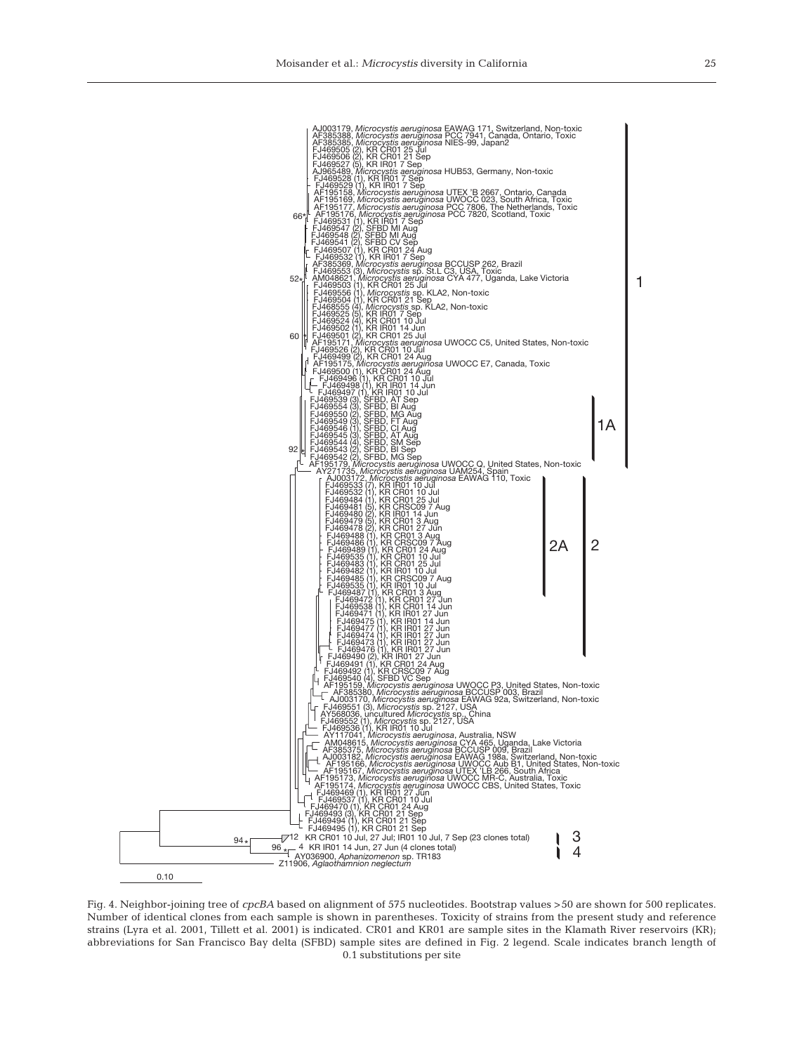Fig. 4. Neighbor-joining tree of *cpcBA* based on alignment of 575 nucleotides. Bootstrap values >50 are shown for 500 replicates. Number of identical clones from each sample is shown in parentheses. Toxicity of strains from the present study and reference strains (Lyra et al. 2001, Tillett et al. 2001) is indicated. CR01 and KR01 are sample sites in the Klamath River reservoirs (KR); abbreviations for San Francisco Bay delta (SFBD) sample sites are defined in Fig. 2 legend. Scale indicates branch length of 0.1 substitutions per site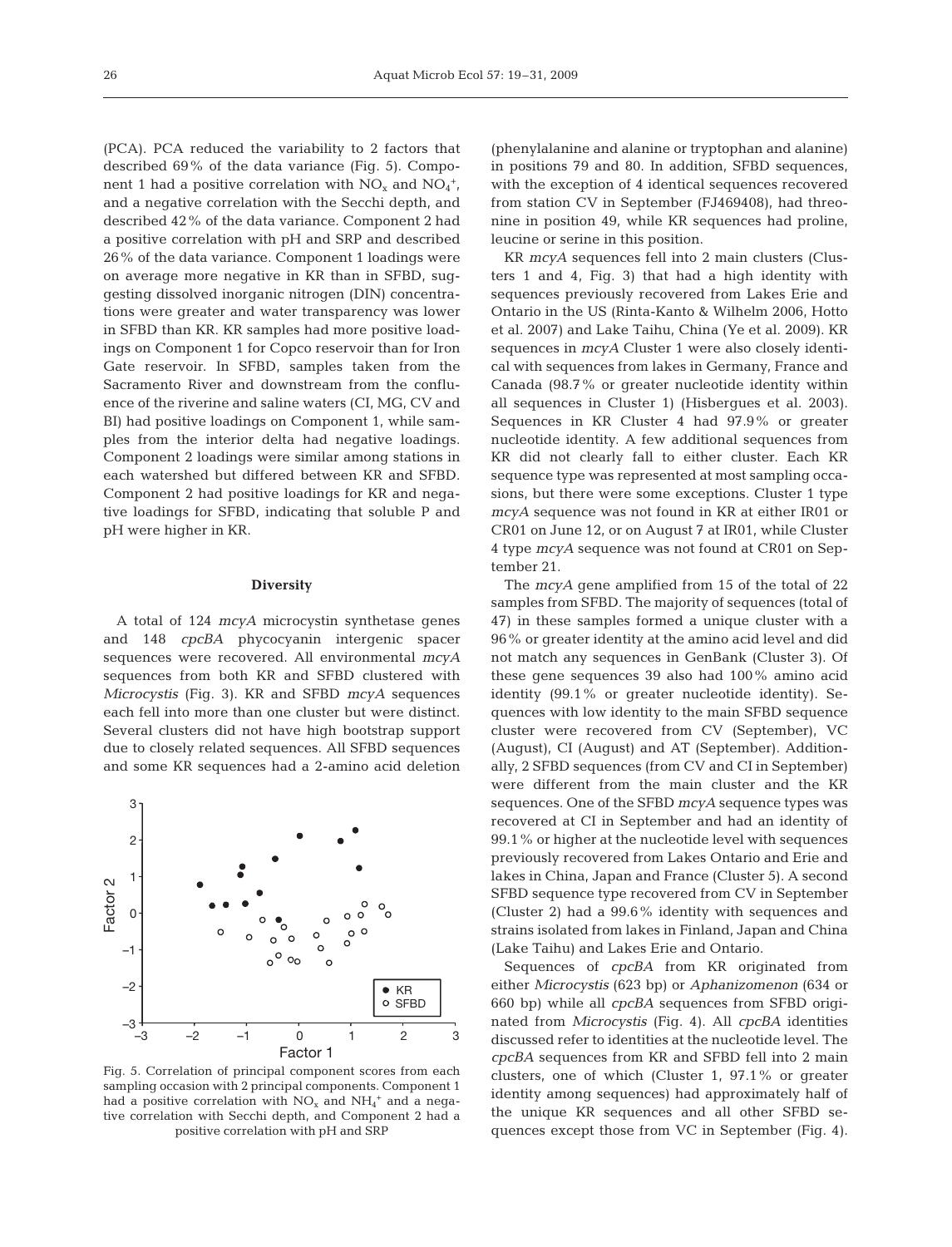(PCA). PCA reduced the variability to 2 factors that described 69% of the data variance (Fig. 5). Component 1 had a positive correlation with $NO_x$ and $NO_4^+$, and a negative correlation with the Secchi depth, and described 42% of the data variance. Component 2 had a positive correlation with pH and SRP and described 26% of the data variance. Component 1 loadings were on average more negative in KR than in SFBD, suggesting dissolved inorganic nitrogen (DIN) concentrations were greater and water transparency was lower in SFBD than KR. KR samples had more positive loadings on Component 1 for Copco reservoir than for Iron Gate reservoir. In SFBD, samples taken from the Sacramento River and downstream from the confluence of the riverine and saline waters (CI, MG, CV and BI) had positive loadings on Component 1, while samples from the interior delta had negative loadings. Component 2 loadings were similar among stations in each watershed but differed between KR and SFBD. Component 2 had positive loadings for KR and negative loadings for SFBD, indicating that soluble P and pH were higher in KR.

Fig. 5. Correlation of principal component scores from each sampling occasion with 2 principal components. Component 1 had a positive correlation with $NO_x$ and $NH_4^+$ and a negative correlation with Secchi depth, and Component 2 had a positive correlation with pH and SRP

### Diversity

A total of 124 *mcyA* microcystin synthetase genes and 148 *cpcBA* phycocyanin intergenic spacer sequences were recovered. All environmental *mcyA* sequences from both KR and SFBD clustered with *Microcystis* (Fig. 3). KR and SFBD *mcyA* sequences each fell into more than one cluster but were distinct. Several clusters did not have high bootstrap support due to closely related sequences. All SFBD sequences and some KR sequences had a 2-amino acid deletion (phenylalanine and alanine or tryptophan and alanine) in positions 79 and 80. In addition, SFBD sequences, with the exception of 4 identical sequences recovered from station CV in September (FJ469408), had threonine in position 49, while KR sequences had proline, leucine or serine in this position.

KR *mcyA* sequences fell into 2 main clusters (Clusters 1 and 4, Fig. 3) that had a high identity with sequences previously recovered from Lakes Erie and Ontario in the US (Rinta-Kanto & Wilhelm 2006, Hotto et al. 2007) and Lake Taihu, China (Ye et al. 2009). KR sequences in *mcyA* Cluster 1 were also closely identical with sequences from lakes in Germany, France and Canada (98.7% or greater nucleotide identity within all sequences in Cluster 1) (Hisbergues et al. 2003). Sequences in KR Cluster 4 had 97.9% or greater nucleotide identity. A few additional sequences from KR did not clearly fall to either cluster. Each KR sequence type was represented at most sampling occasions, but there were some exceptions. Cluster 1 type *mcyA* sequence was not found in KR at either IR01 or CR01 on June 12, or on August 7 at IR01, while Cluster 4 type *mcyA* sequence was not found at CR01 on September 21.

The *mcyA* gene amplified from 15 of the total of 22 samples from SFBD. The majority of sequences (total of 47) in these samples formed a unique cluster with a 96% or greater identity at the amino acid level and did not match any sequences in GenBank (Cluster 3). Of these gene sequences 39 also had 100% amino acid identity (99.1% or greater nucleotide identity). Sequences with low identity to the main SFBD sequence cluster were recovered from CV (September), VC (August), CI (August) and AT (September). Additionally, 2 SFBD sequences (from CV and CI in September) were different from the main cluster and the KR sequences. One of the SFBD *mcyA* sequence types was recovered at CI in September and had an identity of 99.1% or higher at the nucleotide level with sequences previously recovered from Lakes Ontario and Erie and lakes in China, Japan and France (Cluster 5). A second SFBD sequence type recovered from CV in September (Cluster 2) had a 99.6% identity with sequences and strains isolated from lakes in Finland, Japan and China (Lake Taihu) and Lakes Erie and Ontario.

Sequences of *cpcBA* from KR originated from either *Microcystis* (623 bp) or *Aphanizomenon* (634 or 660 bp) while all *cpcBA* sequences from SFBD originated from *Microcystis* (Fig. 4). All *cpcBA* identities discussed refer to identities at the nucleotide level. The *cpcBA* sequences from KR and SFBD fell into 2 main clusters, one of which (Cluster 1, 97.1% or greater identity among sequences) had approximately half of the unique KR sequences and all other SFBD sequences except those from VC in September (Fig. 4).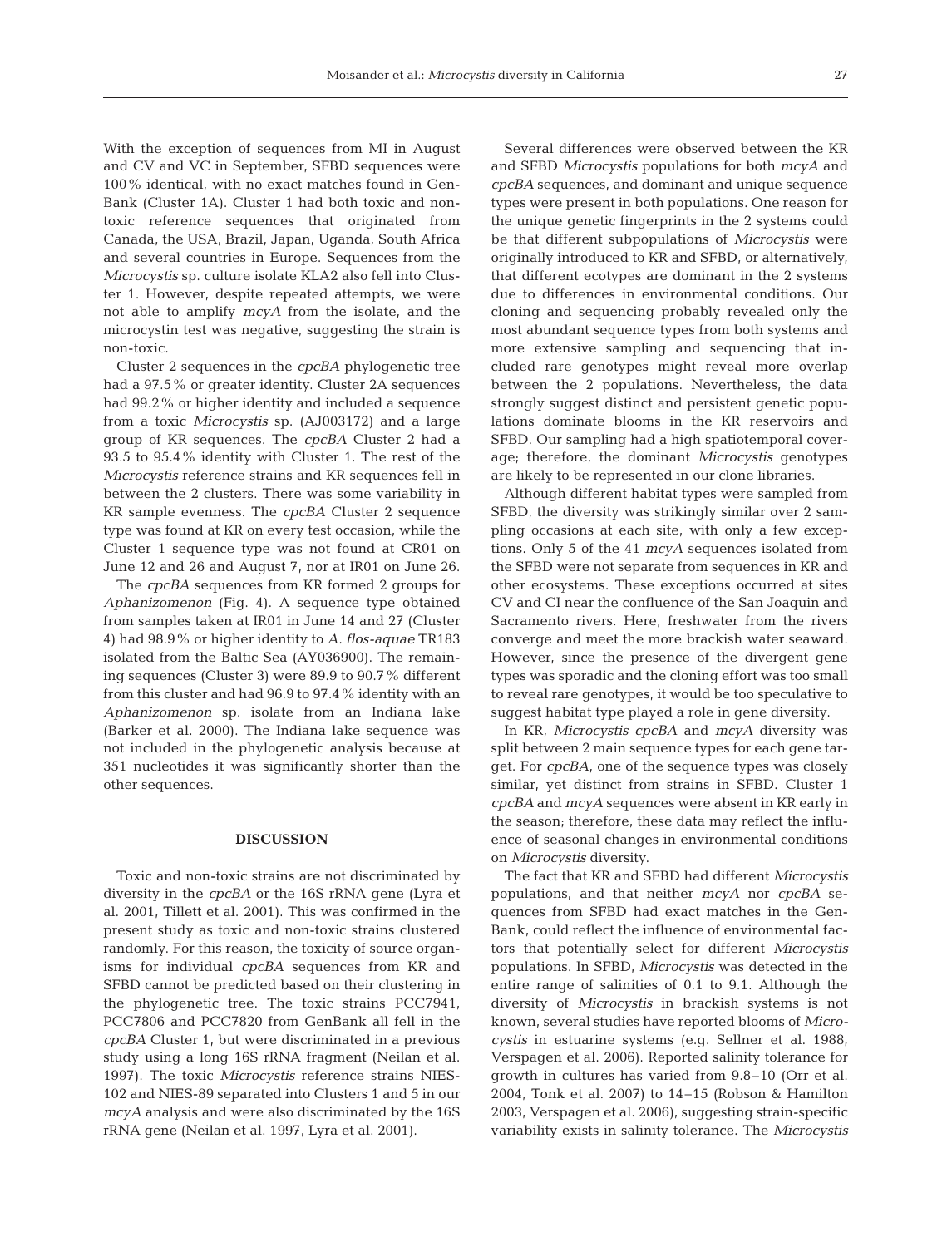With the exception of sequences from MI in August and CV and VC in September, SFBD sequences were 100% identical, with no exact matches found in GenBank (Cluster 1A). Cluster 1 had both toxic and non-toxic reference sequences that originated from Canada, the USA, Brazil, Japan, Uganda, South Africa and several countries in Europe. Sequences from the *Microcystis* sp. culture isolate KLA2 also fell into Cluster 1. However, despite repeated attempts, we were not able to amplify *mcyA* from the isolate, and the microcystin test was negative, suggesting the strain is non-toxic.

Cluster 2 sequences in the *cpcBA* phylogenetic tree had a 97.5% or greater identity. Cluster 2A sequences had 99.2% or higher identity and included a sequence from a toxic *Microcystis* sp. (AJ003172) and a large group of KR sequences. The *cpcBA* Cluster 2 had a 93.5 to 95.4% identity with Cluster 1. The rest of the *Microcystis* reference strains and KR sequences fell in between the 2 clusters. There was some variability in KR sample evenness. The *cpcBA* Cluster 2 sequence type was found at KR on every test occasion, while the Cluster 1 sequence type was not found at CR01 on June 12 and 26 and August 7, nor at IR01 on June 26.

The *cpcBA* sequences from KR formed 2 groups for *Aphanizomenon* (Fig. 4). A sequence type obtained from samples taken at IR01 in June 14 and 27 (Cluster 4) had 98.9% or higher identity to *A. flos-aquae* TR183 isolated from the Baltic Sea (AY036900). The remaining sequences (Cluster 3) were 89.9 to 90.7% different from this cluster and had 96.9 to 97.4% identity with an *Aphanizomenon* sp. isolate from an Indiana lake (Barker et al. 2000). The Indiana lake sequence was not included in the phylogenetic analysis because at 351 nucleotides it was significantly shorter than the other sequences.

## DISCUSSION

Toxic and non-toxic strains are not discriminated by diversity in the *cpcBA* or the 16S rRNA gene (Lyra et al. 2001, Tillett et al. 2001). This was confirmed in the present study as toxic and non-toxic strains clustered randomly. For this reason, the toxicity of source organisms for individual *cpcBA* sequences from KR and SFBD cannot be predicted based on their clustering in the phylogenetic tree. The toxic strains PCC7941, PCC7806 and PCC7820 from GenBank all fell in the *cpcBA* Cluster 1, but were discriminated in a previous study using a long 16S rRNA fragment (Neilan et al. 1997). The toxic *Microcystis* reference strains NIES-102 and NIES-89 separated into Clusters 1 and 5 in our *mcyA* analysis and were also discriminated by the 16S rRNA gene (Neilan et al. 1997, Lyra et al. 2001).

Several differences were observed between the KR and SFBD *Microcystis* populations for both *mcyA* and *cpcBA* sequences, and dominant and unique sequence types were present in both populations. One reason for the unique genetic fingerprints in the 2 systems could be that different subpopulations of *Microcystis* were originally introduced to KR and SFBD, or alternatively, that different ecotypes are dominant in the 2 systems due to differences in environmental conditions. Our cloning and sequencing probably revealed only the most abundant sequence types from both systems and more extensive sampling and sequencing that included rare genotypes might reveal more overlap between the 2 populations. Nevertheless, the data strongly suggest distinct and persistent genetic populations dominate blooms in the KR reservoirs and SFBD. Our sampling had a high spatiotemporal coverage; therefore, the dominant *Microcystis* genotypes are likely to be represented in our clone libraries.

Although different habitat types were sampled from SFBD, the diversity was strikingly similar over 2 sampling occasions at each site, with only a few exceptions. Only 5 of the 41 *mcyA* sequences isolated from the SFBD were not separate from sequences in KR and other ecosystems. These exceptions occurred at sites CV and CI near the confluence of the San Joaquin and Sacramento rivers. Here, freshwater from the rivers converge and meet the more brackish water seaward. However, since the presence of the divergent gene types was sporadic and the cloning effort was too small to reveal rare genotypes, it would be too speculative to suggest habitat type played a role in gene diversity.

In KR, *Microcystis cpcBA* and *mcyA* diversity was split between 2 main sequence types for each gene target. For *cpcBA*, one of the sequence types was closely similar, yet distinct from strains in SFBD. Cluster 1 *cpcBA* and *mcyA* sequences were absent in KR early in the season; therefore, these data may reflect the influence of seasonal changes in environmental conditions on *Microcystis* diversity.

The fact that KR and SFBD had different *Microcystis* populations, and that neither *mcyA* nor *cpcBA* sequences from SFBD had exact matches in the GenBank, could reflect the influence of environmental factors that potentially select for different *Microcystis* populations. In SFBD, *Microcystis* was detected in the entire range of salinities of 0.1 to 9.1. Although the diversity of *Microcystis* in brackish systems is not known, several studies have reported blooms of *Microcystis* in estuarine systems (e.g. Sellner et al. 1988, Verspagen et al. 2006). Reported salinity tolerance for growth in cultures has varied from 9.8–10 (Orr et al. 2004, Tonk et al. 2007) to 14–15 (Robson & Hamilton 2003, Verspagen et al. 2006), suggesting strain-specific variability exists in salinity tolerance. The *Microcystis*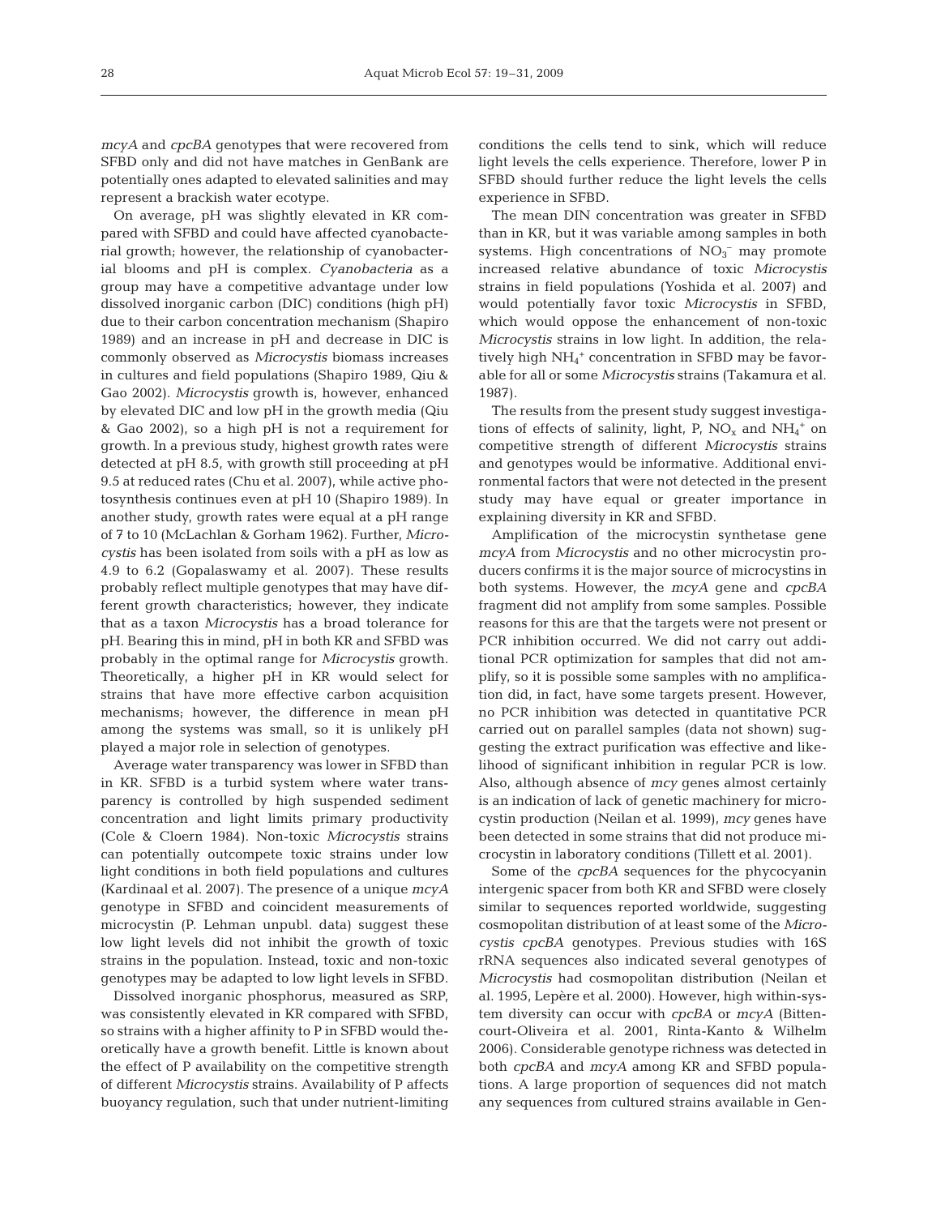*mcyA* and *cpcBA* genotypes that were recovered from SFBD only and did not have matches in GenBank are potentially ones adapted to elevated salinities and may represent a brackish water ecotype.

On average, pH was slightly elevated in KR compared with SFBD and could have affected cyanobacterial growth; however, the relationship of cyanobacterial blooms and pH is complex. *Cyanobacteria* as a group may have a competitive advantage under low dissolved inorganic carbon (DIC) conditions (high pH) due to their carbon concentration mechanism (Shapiro 1989) and an increase in pH and decrease in DIC is commonly observed as *Microcystis* biomass increases in cultures and field populations (Shapiro 1989, Qiu & Gao 2002). *Microcystis* growth is, however, enhanced by elevated DIC and low pH in the growth media (Qiu & Gao 2002), so a high pH is not a requirement for growth. In a previous study, highest growth rates were detected at pH 8.5, with growth still proceeding at pH 9.5 at reduced rates (Chu et al. 2007), while active photosynthesis continues even at pH 10 (Shapiro 1989). In another study, growth rates were equal at a pH range of 7 to 10 (McLachlan & Gorham 1962). Further, *Microcystis* has been isolated from soils with a pH as low as 4.9 to 6.2 (Gopalaswamy et al. 2007). These results probably reflect multiple genotypes that may have different growth characteristics; however, they indicate that as a taxon *Microcystis* has a broad tolerance for pH. Bearing this in mind, pH in both KR and SFBD was probably in the optimal range for *Microcystis* growth. Theoretically, a higher pH in KR would select for strains that have more effective carbon acquisition mechanisms; however, the difference in mean pH among the systems was small, so it is unlikely pH played a major role in selection of genotypes.

Average water transparency was lower in SFBD than in KR. SFBD is a turbid system where water transparency is controlled by high suspended sediment concentration and light limits primary productivity (Cole & Cloern 1984). Non-toxic *Microcystis* strains can potentially outcompete toxic strains under low light conditions in both field populations and cultures (Kardinaal et al. 2007). The presence of a unique *mcyA* genotype in SFBD and coincident measurements of microcystin (P. Lehman unpubl. data) suggest these low light levels did not inhibit the growth of toxic strains in the population. Instead, toxic and non-toxic genotypes may be adapted to low light levels in SFBD.

Dissolved inorganic phosphorus, measured as SRP, was consistently elevated in KR compared with SFBD, so strains with a higher affinity to P in SFBD would theoretically have a growth benefit. Little is known about the effect of P availability on the competitive strength of different *Microcystis* strains. Availability of P affects buoyancy regulation, such that under nutrient-limiting conditions the cells tend to sink, which will reduce light levels the cells experience. Therefore, lower P in SFBD should further reduce the light levels the cells experience in SFBD.

The mean DIN concentration was greater in SFBD than in KR, but it was variable among samples in both systems. High concentrations of $NO_3^-$ may promote increased relative abundance of toxic *Microcystis* strains in field populations (Yoshida et al. 2007) and would potentially favor toxic *Microcystis* in SFBD, which would oppose the enhancement of non-toxic *Microcystis* strains in low light. In addition, the relatively high $NH_4^+$ concentration in SFBD may be favorable for all or some *Microcystis* strains (Takamura et al. 1987).

The results from the present study suggest investigations of effects of salinity, light, P, $NO_x$ and $NH_4^+$ on competitive strength of different *Microcystis* strains and genotypes would be informative. Additional environmental factors that were not detected in the present study may have equal or greater importance in explaining diversity in KR and SFBD.

Amplification of the microcystin synthetase gene *mcyA* from *Microcystis* and no other microcystin producers confirms it is the major source of microcystins in both systems. However, the *mcyA* gene and *cpcBA* fragment did not amplify from some samples. Possible reasons for this are that the targets were not present or PCR inhibition occurred. We did not carry out additional PCR optimization for samples that did not amplify, so it is possible some samples with no amplification did, in fact, have some targets present. However, no PCR inhibition was detected in quantitative PCR carried out on parallel samples (data not shown) suggesting the extract purification was effective and likelihood of significant inhibition in regular PCR is low. Also, although absence of *mcy* genes almost certainly is an indication of lack of genetic machinery for microcystin production (Neilan et al. 1999), *mcy* genes have been detected in some strains that did not produce microcystin in laboratory conditions (Tillett et al. 2001).

Some of the *cpcBA* sequences for the phycocyanin intergenic spacer from both KR and SFBD were closely similar to sequences reported worldwide, suggesting cosmopolitan distribution of at least some of the *Microcystis cpcBA* genotypes. Previous studies with 16S rRNA sequences also indicated several genotypes of *Microcystis* had cosmopolitan distribution (Neilan et al. 1995, Lepère et al. 2000). However, high within-system diversity can occur with *cpcBA* or *mcyA* (Bittencourt-Oliveira et al. 2001, Rinta-Kanto & Wilhelm 2006). Considerable genotype richness was detected in both *cpcBA* and *mcyA* among KR and SFBD populations. A large proportion of sequences did not match any sequences from cultured strains available in Gen-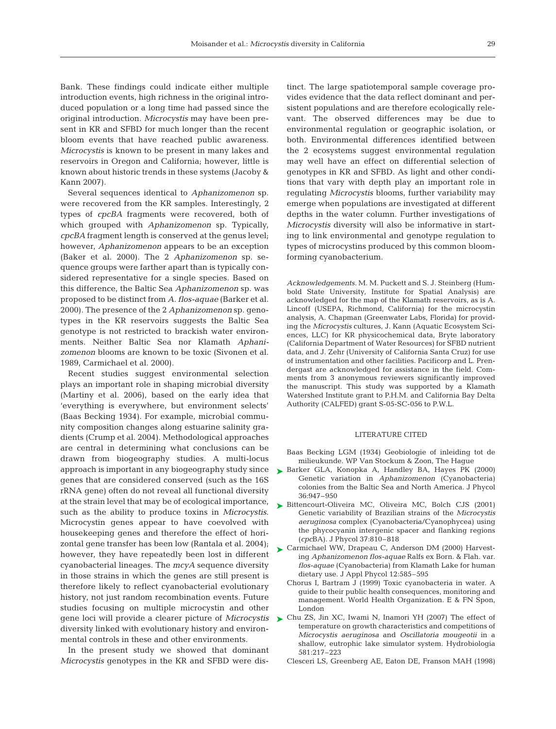Bank. These findings could indicate either multiple introduction events, high richness in the original introduced population or a long time had passed since the original introduction. *Microcystis* may have been present in KR and SFBD for much longer than the recent bloom events that have reached public awareness. *Microcystis* is known to be present in many lakes and reservoirs in Oregon and California; however, little is known about historic trends in these systems (Jacoby & Kann 2007).

Several sequences identical to *Aphanizomenon* sp. were recovered from the KR samples. Interestingly, 2 types of *cpcBA* fragments were recovered, both of which grouped with *Aphanizomenon* sp. Typically, *cpcBA* fragment length is conserved at the genus level; however, *Aphanizomenon* appears to be an exception (Baker et al. 2000). The 2 *Aphanizomenon* sp. sequence groups were farther apart than is typically considered representative for a single species. Based on this difference, the Baltic Sea *Aphanizomenon* sp. was proposed to be distinct from *A. flos-aquae* (Barker et al. 2000). The presence of the 2 *Aphanizomenon* sp. genotypes in the KR reservoirs suggests the Baltic Sea genotype is not restricted to brackish water environments. Neither Baltic Sea nor Klamath *Aphanizomenon* blooms are known to be toxic (Sivonen et al. 1989, Carmichael et al. 2000).

Recent studies suggest environmental selection plays an important role in shaping microbial diversity (Martiny et al. 2006), based on the early idea that 'everything is everywhere, but environment selects' (Baas Becking 1934). For example, microbial community composition changes along estuarine salinity gradients (Crump et al. 2004). Methodological approaches are central in determining what conclusions can be drawn from biogeography studies. A multi-locus approach is important in any biogeography study since genes that are considered conserved (such as the 16S rRNA gene) often do not reveal all functional diversity at the strain level that may be of ecological importance, such as the ability to produce toxins in *Microcystis*. Microcystin genes appear to have coevolved with housekeeping genes and therefore the effect of horizontal gene transfer has been low (Rantala et al. 2004); however, they have repeatedly been lost in different cyanobacterial lineages. The *mcyA* sequence diversity in those strains in which the genes are still present is therefore likely to reflect cyanobacterial evolutionary history, not just random recombination events. Future studies focusing on multiple microcystin and other gene loci will provide a clearer picture of *Microcystis* diversity linked with evolutionary history and environmental controls in these and other environments.

In the present study we showed that dominant *Microcystis* genotypes in the KR and SFBD were distinct. The large spatiotemporal sample coverage provides evidence that the data reflect dominant and persistent populations and are therefore ecologically relevant. The observed differences may be due to environmental regulation or geographic isolation, or both. Environmental differences identified between the 2 ecosystems suggest environmental regulation may well have an effect on differential selection of genotypes in KR and SFBD. As light and other conditions that vary with depth play an important role in regulating *Microcystis* blooms, further variability may emerge when populations are investigated at different depths in the water column. Further investigations of *Microcystis* diversity will also be informative in starting to link environmental and genotype regulation to types of microcystins produced by this common bloom-forming cyanobacterium.

*Acknowledgements*. M. M. Puckett and S. J. Steinberg (Humbold State University, Institute for Spatial Analysis) are acknowledged for the map of the Klamath reservoirs, as is A. Lincoff (USEPA, Richmond, California) for the microcystin analysis, A. Chapman (Greenwater Labs, Florida) for providing the *Microcystis* cultures, J. Kann (Aquatic Ecosystem Sciences, LLC) for KR physicochemical data, Bryte laboratory (California Department of Water Resources) for SFBD nutrient data, and J. Zehr (University of California Santa Cruz) for use of instrumentation and other facilities. Pacificorp and L. Prendergast are acknowledged for assistance in the field. Comments from 3 anonymous reviewers significantly improved the manuscript. This study was supported by a Klamath Watershed Institute grant to P.H.M. and California Bay Delta Authority (CALFED) grant S-05-SC-056 to P.W.L.

## LITERATURE CITED

Baas Becking LGM (1934) Geobiologie of inleiding tot de milieukunde. WP Van Stockum & Zoon, The Hague

Barker GLA, Konopka A, Handley BA, Hayes PK (2000) Genetic variation in *Aphanizomenon* (Cyanobacteria) colonies from the Baltic Sea and North America. J Phycol 36:947–950

Bittencourt-Oliveira MC, Oliveira MC, Bolch CJS (2001) Genetic variability of Brazilian strains of the *Microcystis aeruginosa* complex (Cyanobacteria/Cyanophycea) using the phycocyanin intergenic spacer and flanking regions (*cpc*BA). J Phycol 37:810–818

Carmichael WW, Drapeau C, Anderson DM (2000) Harvesting *Aphanizomenon flos-aquae* Ralfs ex Born. & Flah. var. *flos-aquae* (Cyanobacteria) from Klamath Lake for human dietary use. J Appl Phycol 12:585–595

Chorus I, Bartram J (1999) Toxic cyanobacteria in water. A guide to their public health consequences, monitoring and management. World Health Organization. E & FN Spon, London

Chu ZS, Jin XC, Iwami N, Inamori YH (2007) The effect of temperature on growth characteristics and competitions of *Microcystis aeruginosa* and *Oscillatoria mougeotii* in a shallow, eutrophic lake simulator system. Hydrobiologia 581:217–223

Clesceri LS, Greenberg AE, Eaton DE, Franson MAH (1998)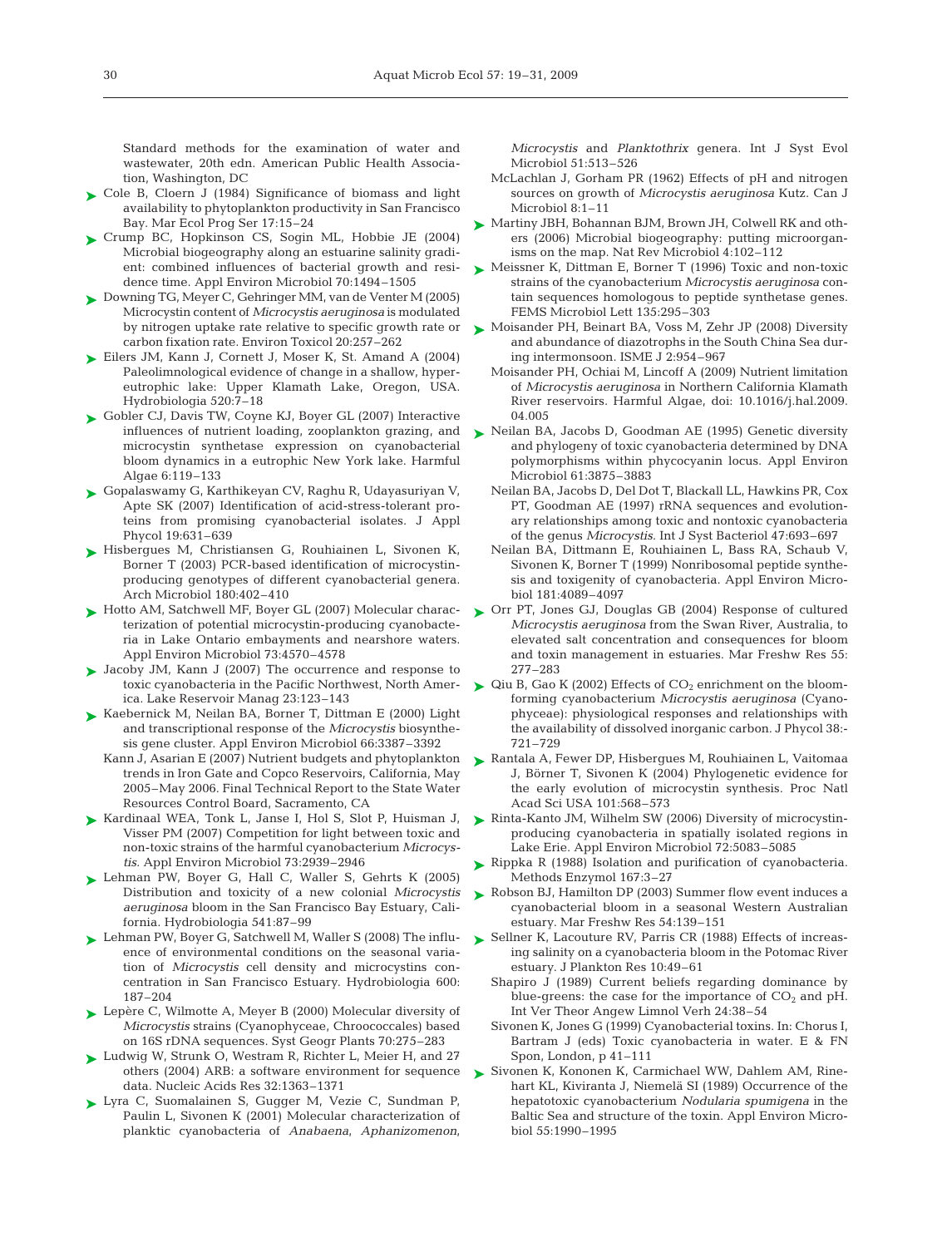Standard methods for the examination of water and wastewater, 20th edn. American Public Health Association, Washington, DC

Cole B, Cloern J (1984) Significance of biomass and light availability to phytoplankton productivity in San Francisco Bay. Mar Ecol Prog Ser 17:15–24

Crump BC, Hopkinson CS, Sogin ML, Hobbie JE (2004) Microbial biogeography along an estuarine salinity gradient: combined influences of bacterial growth and residence time. Appl Environ Microbiol 70:1494–1505

Downing TG, Meyer C, Gehringer MM, van de Venter M (2005) Microcystin content of *Microcystis aeruginosa* is modulated by nitrogen uptake rate relative to specific growth rate or carbon fixation rate. Environ Toxicol 20:257–262

Eilers JM, Kann J, Cornett J, Moser K, St. Amand A (2004) Paleolimnological evidence of change in a shallow, hypereutrophic lake: Upper Klamath Lake, Oregon, USA. Hydrobiologia 520:7–18

Gobler CJ, Davis TW, Coyne KJ, Boyer GL (2007) Interactive influences of nutrient loading, zooplankton grazing, and microcystin synthetase expression on cyanobacterial bloom dynamics in a eutrophic New York lake. Harmful Algae 6:119–133

Gopalaswamy G, Karthikeyan CV, Raghu R, Udayasuriyan V, Apte SK (2007) Identification of acid-stress-tolerant proteins from promising cyanobacterial isolates. J Appl Phycol 19:631–639

Hisbergues M, Christiansen G, Rouhiainen L, Sivonen K, Borner T (2003) PCR-based identification of microcystin-producing genotypes of different cyanobacterial genera. Arch Microbiol 180:402–410

Hotto AM, Satchwell MF, Boyer GL (2007) Molecular characterization of potential microcystin-producing cyanobacteria in Lake Ontario embayments and nearshore waters. Appl Environ Microbiol 73:4570–4578

Jacoby JM, Kann J (2007) The occurrence and response to toxic cyanobacteria in the Pacific Northwest, North America. Lake Reservoir Manag 23:123–143

Kaebernick M, Neilan BA, Borner T, Dittman E (2000) Light and transcriptional response of the *Microcystis* biosynthesis gene cluster. Appl Environ Microbiol 66:3387–3392

Kann J, Asarian E (2007) Nutrient budgets and phytoplankton trends in Iron Gate and Copco Reservoirs, California, May 2005–May 2006. Final Technical Report to the State Water Resources Control Board, Sacramento, CA

Kardinaal WEA, Tonk L, Janse I, Hol S, Slot P, Huisman J, Visser PM (2007) Competition for light between toxic and non-toxic strains of the harmful cyanobacterium *Microcystis*. Appl Environ Microbiol 73:2939–2946

Lehman PW, Boyer G, Hall C, Waller S, Gehrts K (2005) Distribution and toxicity of a new colonial *Microcystis aeruginosa* bloom in the San Francisco Bay Estuary, California. Hydrobiologia 541:87–99

Lehman PW, Boyer G, Satchwell M, Waller S (2008) The influence of environmental conditions on the seasonal variation of *Microcystis* cell density and microcystins concentration in San Francisco Estuary. Hydrobiologia 600: 187–204

Lepère C, Wilmotte A, Meyer B (2000) Molecular diversity of *Microcystis* strains (Cyanophyceae, Chroococcales) based on 16S rDNA sequences. Syst Geogr Plants 70:275–283

Ludwig W, Strunk O, Westram R, Richter L, Meier H, and 27 others (2004) ARB: a software environment for sequence data. Nucleic Acids Res 32:1363–1371

Lyra C, Suomalainen S, Gugger M, Vezie C, Sundman P, Paulin L, Sivonen K (2001) Molecular characterization of planktic cyanobacteria of *Anabaena*, *Aphanizomenon*, *Microcystis* and *Planktothrix* genera. Int J Syst Evol Microbiol 51:513–526

McLachlan J, Gorham PR (1962) Effects of pH and nitrogen sources on growth of *Microcystis aeruginosa* Kutz. Can J Microbiol 8:1–11

Martiny JBH, Bohannan BJM, Brown JH, Colwell RK and others (2006) Microbial biogeography: putting microorganisms on the map. Nat Rev Microbiol 4:102–112

Meissner K, Dittman E, Borner T (1996) Toxic and non-toxic strains of the cyanobacterium *Microcystis aeruginosa* contain sequences homologous to peptide synthetase genes. FEMS Microbiol Lett 135:295–303

Moisander PH, Beinart BA, Voss M, Zehr JP (2008) Diversity and abundance of diazotrophs in the South China Sea during intermonsoon. ISME J 2:954–967

Moisander PH, Ochiai M, Lincoff A (2009) Nutrient limitation of *Microcystis aeruginosa* in Northern California Klamath River reservoirs. Harmful Algae, doi: 10.1016/j.hal.2009.04.005

Neilan BA, Jacobs D, Goodman AE (1995) Genetic diversity and phylogeny of toxic cyanobacteria determined by DNA polymorphisms within phycocyanin locus. Appl Environ Microbiol 61:3875–3883

Neilan BA, Jacobs D, Del Dot T, Blackall LL, Hawkins PR, Cox PT, Goodman AE (1997) rRNA sequences and evolutionary relationships among toxic and nontoxic cyanobacteria of the genus *Microcystis*. Int J Syst Bacteriol 47:693–697

Neilan BA, Dittmann E, Rouhiainen L, Bass RA, Schaub V, Sivonen K, Borner T (1999) Nonribosomal peptide synthesis and toxigenity of cyanobacteria. Appl Environ Microbiol 181:4089–4097

Orr PT, Jones GJ, Douglas GB (2004) Response of cultured *Microcystis aeruginosa* from the Swan River, Australia, to elevated salt concentration and consequences for bloom and toxin management in estuaries. Mar Freshw Res 55: 277–283

Qiu B, Gao K (2002) Effects of $CO_2$ enrichment on the bloom-forming cyanobacterium *Microcystis aeruginosa* (Cyanophyceae): physiological responses and relationships with the availability of dissolved inorganic carbon. J Phycol 38:-721–729

Rantala A, Fewer DP, Hisbergues M, Rouhiainen L, Vaitomaa J, Börner T, Sivonen K (2004) Phylogenetic evidence for the early evolution of microcystin synthesis. Proc Natl Acad Sci USA 101:568–573

Rinta-Kanto JM, Wilhelm SW (2006) Diversity of microcystin-producing cyanobacteria in spatially isolated regions in Lake Erie. Appl Environ Microbiol 72:5083–5085

Rippka R (1988) Isolation and purification of cyanobacteria. Methods Enzymol 167:3–27

Robson BJ, Hamilton DP (2003) Summer flow event induces a cyanobacterial bloom in a seasonal Western Australian estuary. Mar Freshw Res 54:139–151

Sellner K, Lacouture RV, Parris CR (1988) Effects of increasing salinity on a cyanobacteria bloom in the Potomac River estuary. J Plankton Res 10:49–61

Shapiro J (1989) Current beliefs regarding dominance by blue-greens: the case for the importance of $CO_2$ and pH. Int Ver Theor Angew Limnol Verh 24:38–54

Sivonen K, Jones G (1999) Cyanobacterial toxins. In: Chorus I, Bartram J (eds) Toxic cyanobacteria in water. E & FN Spon, London, p 41–111

Sivonen K, Kononen K, Carmichael WW, Dahlem AM, Rinehart KL, Kiviranta J, Niemelä SI (1989) Occurrence of the hepatotoxic cyanobacterium *Nodularia spumigena* in the Baltic Sea and structure of the toxin. Appl Environ Microbiol 55:1990–1995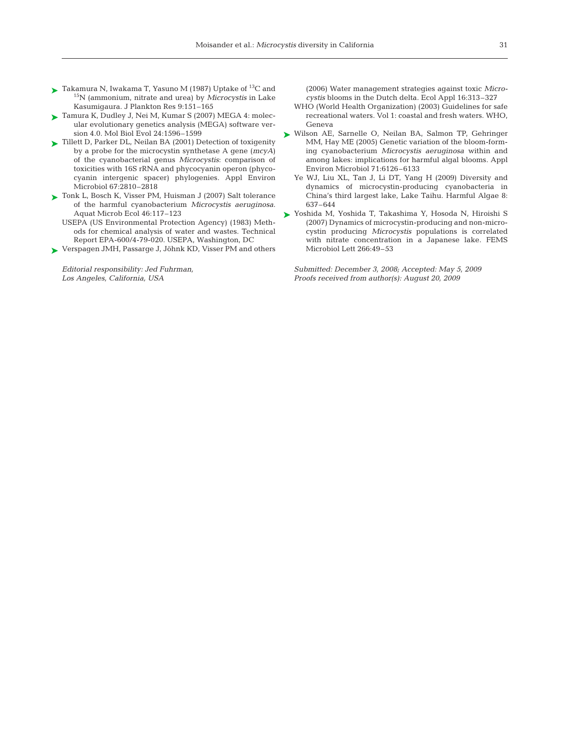- Takamura N, Iwakama T, Yasuno M (1987) Uptake of $^{13}C$ and $^{15}N$ (ammonium, nitrate and urea) by *Microcystis* in Lake Kasumigaura. J Plankton Res 9:151–165
- Tamura K, Dudley J, Nei M, Kumar S (2007) MEGA 4: molecular evolutionary genetics analysis (MEGA) software version 4.0. Mol Biol Evol 24:1596–1599
- Tillett D, Parker DL, Neilan BA (2001) Detection of toxigenity by a probe for the microcystin synthetase A gene (*mcyA*) of the cyanobacterial genus *Microcystis*: comparison of toxicities with 16S rRNA and phycocyanin operon (phycocyanin intergenic spacer) phylogenies. Appl Environ Microbiol 67:2810–2818
- Tonk L, Bosch K, Visser PM, Huisman J (2007) Salt tolerance of the harmful cyanobacterium *Microcystis aeruginosa*. Aquat Microb Ecol 46:117–123
- USEPA (US Environmental Protection Agency) (1983) Methods for chemical analysis of water and wastes. Technical Report EPA-600/4-79-020. USEPA, Washington, DC
- Verspagen JMH, Passarge J, Jöhnk KD, Visser PM and others (2006) Water management strategies against toxic *Microcystis* blooms in the Dutch delta. Ecol Appl 16:313–327
- WHO (World Health Organization) (2003) Guidelines for safe recreational waters. Vol 1: coastal and fresh waters. WHO, Geneva
- Wilson AE, Sarnelle O, Neilan BA, Salmon TP, Gehringer MM, Hay ME (2005) Genetic variation of the bloom-forming cyanobacterium *Microcystis aeruginosa* within and among lakes: implications for harmful algal blooms. Appl Environ Microbiol 71:6126–6133
- Ye WJ, Liu XL, Tan J, Li DT, Yang H (2009) Diversity and dynamics of microcystin-producing cyanobacteria in China's third largest lake, Lake Taihu. Harmful Algae 8: 637–644
- Yoshida M, Yoshida T, Takashima Y, Hosoda N, Hiroishi S (2007) Dynamics of microcystin-producing and non-microcystin producing *Microcystis* populations is correlated with nitrate concentration in a Japanese lake. FEMS Microbiol Lett 266:49–53

*Editorial responsibility: Jed Fuhrman, Los Angeles, California, USA*

*Submitted: December 3, 2008; Accepted: May 5, 2009*
*Proofs received from author(s): August 20, 2009*